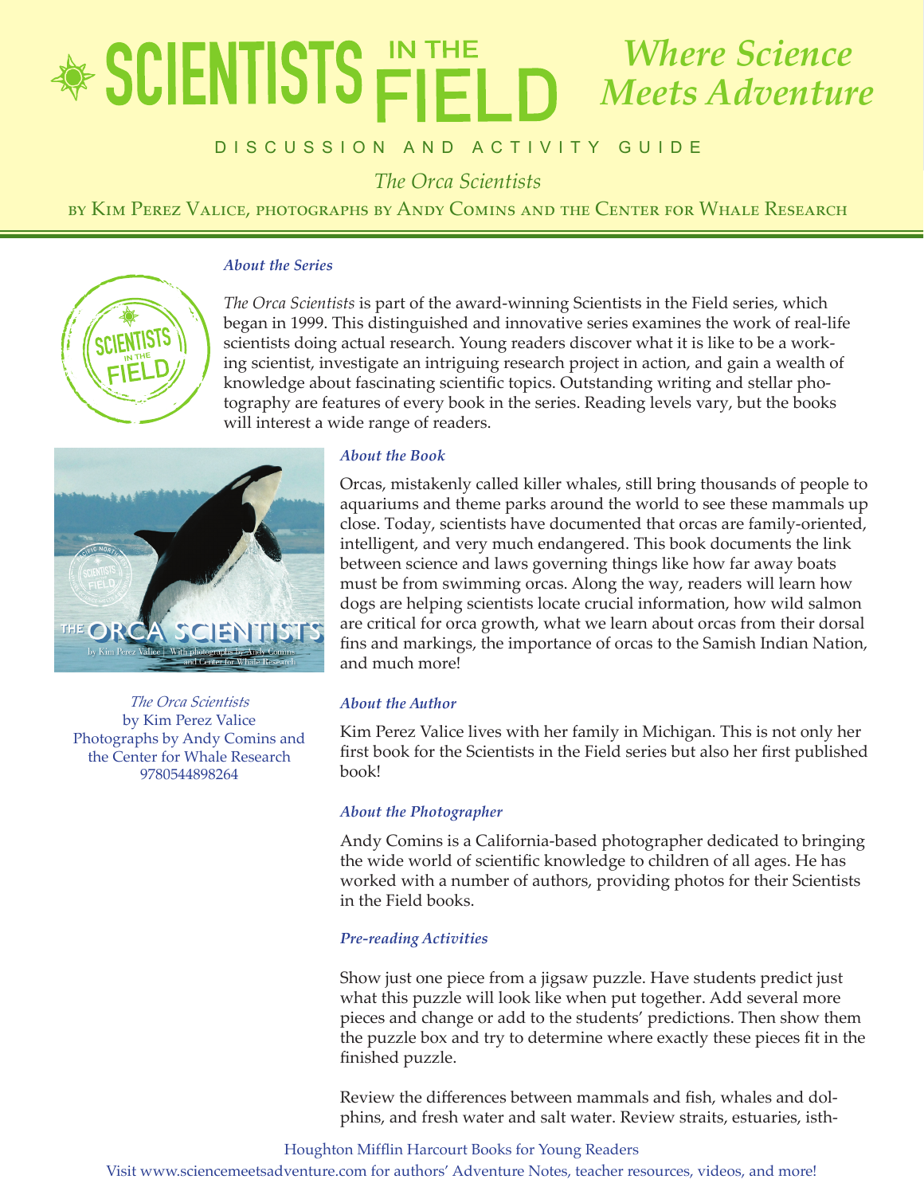# SCIENTISTS IN THE FIELD

*Where Science Meets Adventure*

DISCUSSION AND ACTIVITY GUIDE

*The Orca Scientists*

by Kim Perez Valice, photographs by Andy Comins and the Center for Whale Research

***About the Series***

*The Orca Scientists* is part of the award-winning Scientists in the Field series, which began in 1999. This distinguished and innovative series examines the work of real-life scientists doing actual research. Young readers discover what it is like to be a working scientist, investigate an intriguing research project in action, and gain a wealth of knowledge about fascinating scientific topics. Outstanding writing and stellar photography are features of every book in the series. Reading levels vary, but the books will interest a wide range of readers.

*The Orca Scientists*
by Kim Perez Valice
Photographs by Andy Comins and the Center for Whale Research
9780544898264

***About the Book***

Orcas, mistakenly called killer whales, still bring thousands of people to aquariums and theme parks around the world to see these mammals up close. Today, scientists have documented that orcas are family-oriented, intelligent, and very much endangered. This book documents the link between science and laws governing things like how far away boats must be from swimming orcas. Along the way, readers will learn how dogs are helping scientists locate crucial information, how wild salmon are critical for orca growth, what we learn about orcas from their dorsal fins and markings, the importance of orcas to the Samish Indian Nation, and much more!

***About the Author***

Kim Perez Valice lives with her family in Michigan. This is not only her first book for the Scientists in the Field series but also her first published book!

***About the Photographer***

Andy Comins is a California-based photographer dedicated to bringing the wide world of scientific knowledge to children of all ages. He has worked with a number of authors, providing photos for their Scientists in the Field books.

***Pre-reading Activities***

Show just one piece from a jigsaw puzzle. Have students predict just what this puzzle will look like when put together. Add several more pieces and change or add to the students' predictions. Then show them the puzzle box and try to determine where exactly these pieces fit in the finished puzzle.

Review the differences between mammals and fish, whales and dolphins, and fresh water and salt water. Review straits, estuaries, isth-

Houghton Mifflin Harcourt Books for Young Readers
Visit www.sciencemeetsadventure.com for authors' Adventure Notes, teacher resources, videos, and more!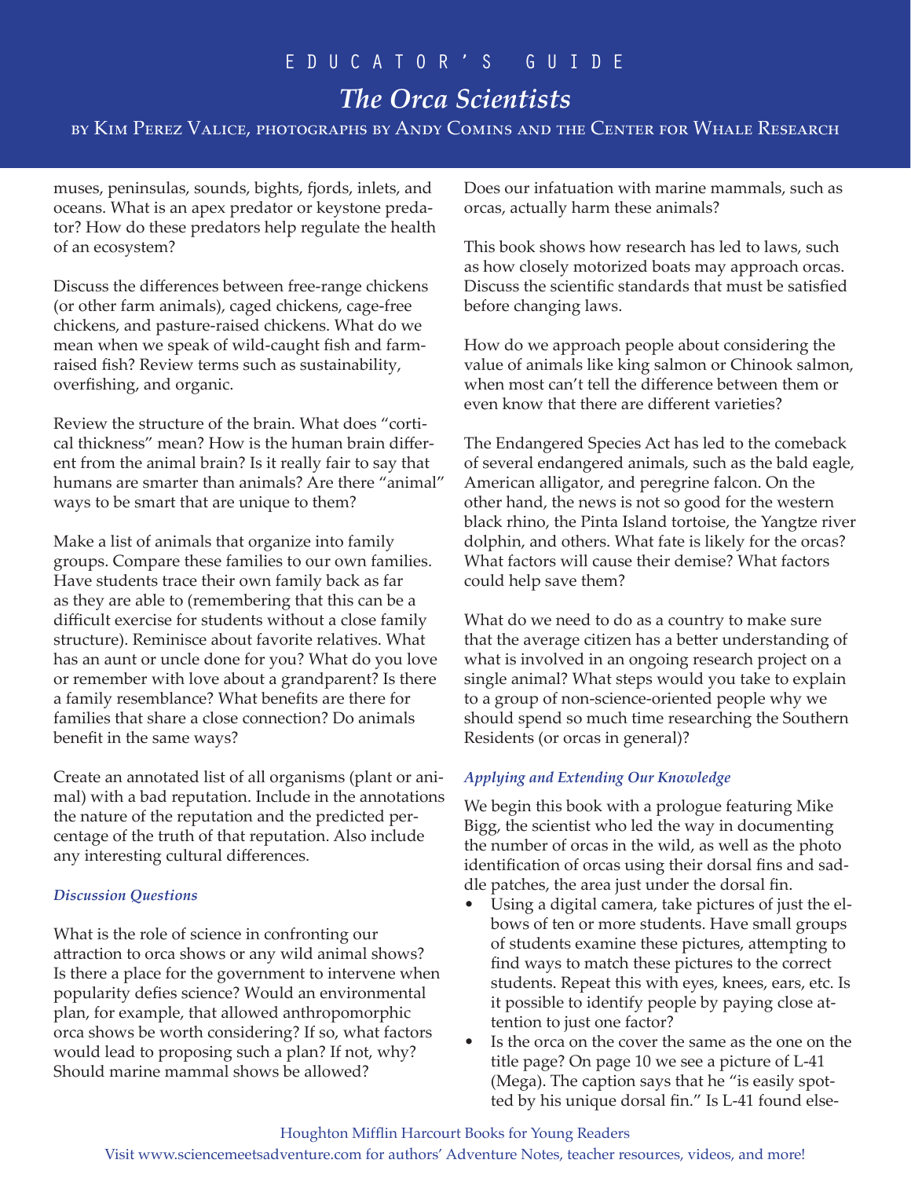muses, peninsulas, sounds, bights, fjords, inlets, and oceans. What is an apex predator or keystone predator? How do these predators help regulate the health of an ecosystem?

Discuss the differences between free-range chickens (or other farm animals), caged chickens, cage-free chickens, and pasture-raised chickens. What do we mean when we speak of wild-caught fish and farm-raised fish? Review terms such as sustainability, overfishing, and organic.

Review the structure of the brain. What does "cortical thickness" mean? How is the human brain different from the animal brain? Is it really fair to say that humans are smarter than animals? Are there "animal" ways to be smart that are unique to them?

Make a list of animals that organize into family groups. Compare these families to our own families. Have students trace their own family back as far as they are able to (remembering that this can be a difficult exercise for students without a close family structure). Reminisce about favorite relatives. What has an aunt or uncle done for you? What do you love or remember with love about a grandparent? Is there a family resemblance? What benefits are there for families that share a close connection? Do animals benefit in the same ways?

Create an annotated list of all organisms (plant or animal) with a bad reputation. Include in the annotations the nature of the reputation and the predicted percentage of the truth of that reputation. Also include any interesting cultural differences.

### *Discussion Questions*

What is the role of science in confronting our attraction to orca shows or any wild animal shows? Is there a place for the government to intervene when popularity defies science? Would an environmental plan, for example, that allowed anthropomorphic orca shows be worth considering? If so, what factors would lead to proposing such a plan? If not, why? Should marine mammal shows be allowed?

Does our infatuation with marine mammals, such as orcas, actually harm these animals?

This book shows how research has led to laws, such as how closely motorized boats may approach orcas. Discuss the scientific standards that must be satisfied before changing laws.

How do we approach people about considering the value of animals like king salmon or Chinook salmon, when most can't tell the difference between them or even know that there are different varieties?

The Endangered Species Act has led to the comeback of several endangered animals, such as the bald eagle, American alligator, and peregrine falcon. On the other hand, the news is not so good for the western black rhino, the Pinta Island tortoise, the Yangtze river dolphin, and others. What fate is likely for the orcas? What factors will cause their demise? What factors could help save them?

What do we need to do as a country to make sure that the average citizen has a better understanding of what is involved in an ongoing research project on a single animal? What steps would you take to explain to a group of non-science-oriented people why we should spend so much time researching the Southern Residents (or orcas in general)?

### *Applying and Extending Our Knowledge*

We begin this book with a prologue featuring Mike Bigg, the scientist who led the way in documenting the number of orcas in the wild, as well as the photo identification of orcas using their dorsal fins and saddle patches, the area just under the dorsal fin.

- Using a digital camera, take pictures of just the elbows of ten or more students. Have small groups of students examine these pictures, attempting to find ways to match these pictures to the correct students. Repeat this with eyes, knees, ears, etc. Is it possible to identify people by paying close attention to just one factor?
- Is the orca on the cover the same as the one on the title page? On page 10 we see a picture of L-41 (Mega). The caption says that he "is easily spotted by his unique dorsal fin." Is L-41 found else-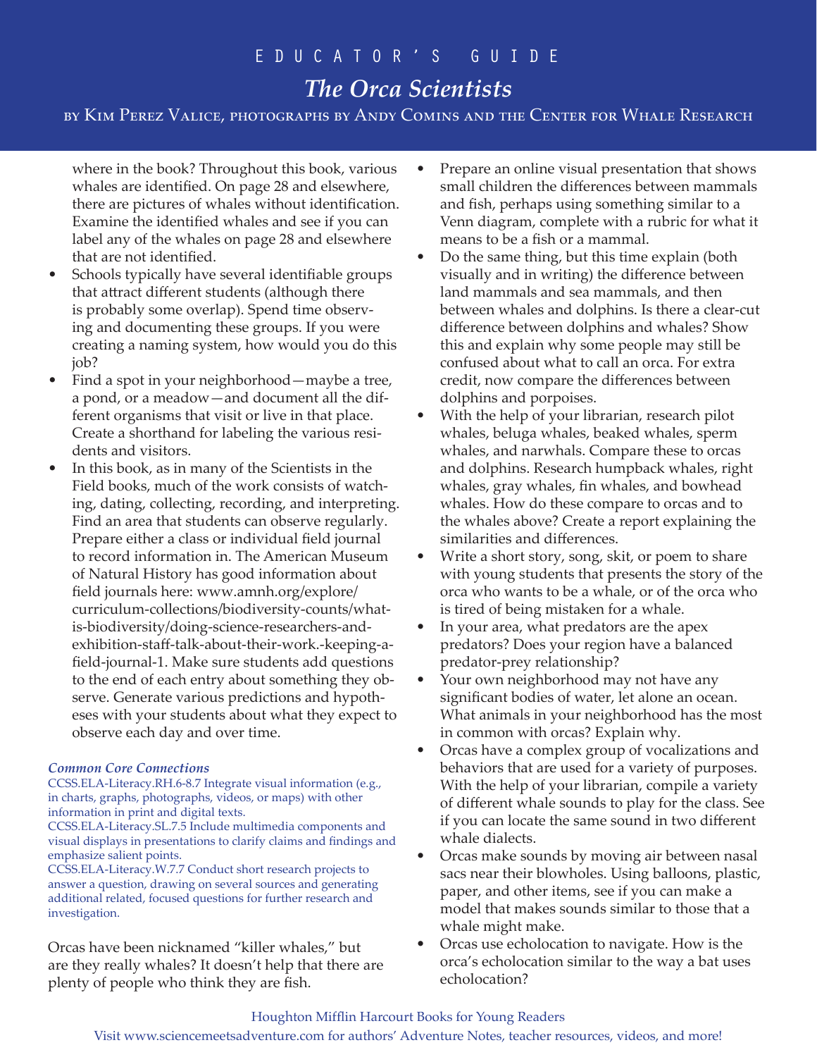where in the book? Throughout this book, various whales are identified. On page 28 and elsewhere, there are pictures of whales without identification. Examine the identified whales and see if you can label any of the whales on page 28 and elsewhere that are not identified.

- Schools typically have several identifiable groups that attract different students (although there is probably some overlap). Spend time observing and documenting these groups. If you were creating a naming system, how would you do this job?
- Find a spot in your neighborhood—maybe a tree, a pond, or a meadow—and document all the different organisms that visit or live in that place. Create a shorthand for labeling the various residents and visitors.
- In this book, as in many of the Scientists in the Field books, much of the work consists of watching, dating, collecting, recording, and interpreting. Find an area that students can observe regularly. Prepare either a class or individual field journal to record information in. The American Museum of Natural History has good information about field journals here: www.amnh.org/explore/curriculum-collections/biodiversity-counts/what-is-biodiversity/doing-science-researchers-and-exhibition-staff-talk-about-their-work.-keeping-a-field-journal-1. Make sure students add questions to the end of each entry about something they observe. Generate various predictions and hypotheses with your students about what they expect to observe each day and over time.

***Common Core Connections***

CCSS.ELA-Literacy.RH.6-8.7 Integrate visual information (e.g., in charts, graphs, photographs, videos, or maps) with other information in print and digital texts.

CCSS.ELA-Literacy.SL.7.5 Include multimedia components and visual displays in presentations to clarify claims and findings and emphasize salient points.

CCSS.ELA-Literacy.W.7.7 Conduct short research projects to answer a question, drawing on several sources and generating additional related, focused questions for further research and investigation.

Orcas have been nicknamed "killer whales," but are they really whales? It doesn't help that there are plenty of people who think they are fish.

- Prepare an online visual presentation that shows small children the differences between mammals and fish, perhaps using something similar to a Venn diagram, complete with a rubric for what it means to be a fish or a mammal.
- Do the same thing, but this time explain (both visually and in writing) the difference between land mammals and sea mammals, and then between whales and dolphins. Is there a clear-cut difference between dolphins and whales? Show this and explain why some people may still be confused about what to call an orca. For extra credit, now compare the differences between dolphins and porpoises.
- With the help of your librarian, research pilot whales, beluga whales, beaked whales, sperm whales, and narwhals. Compare these to orcas and dolphins. Research humpback whales, right whales, gray whales, fin whales, and bowhead whales. How do these compare to orcas and to the whales above? Create a report explaining the similarities and differences.
- Write a short story, song, skit, or poem to share with young students that presents the story of the orca who wants to be a whale, or of the orca who is tired of being mistaken for a whale.
- In your area, what predators are the apex predators? Does your region have a balanced predator-prey relationship?
- Your own neighborhood may not have any significant bodies of water, let alone an ocean. What animals in your neighborhood has the most in common with orcas? Explain why.
- Orcas have a complex group of vocalizations and behaviors that are used for a variety of purposes. With the help of your librarian, compile a variety of different whale sounds to play for the class. See if you can locate the same sound in two different whale dialects.
- Orcas make sounds by moving air between nasal sacs near their blowholes. Using balloons, plastic, paper, and other items, see if you can make a model that makes sounds similar to those that a whale might make.
- Orcas use echolocation to navigate. How is the orca's echolocation similar to the way a bat uses echolocation?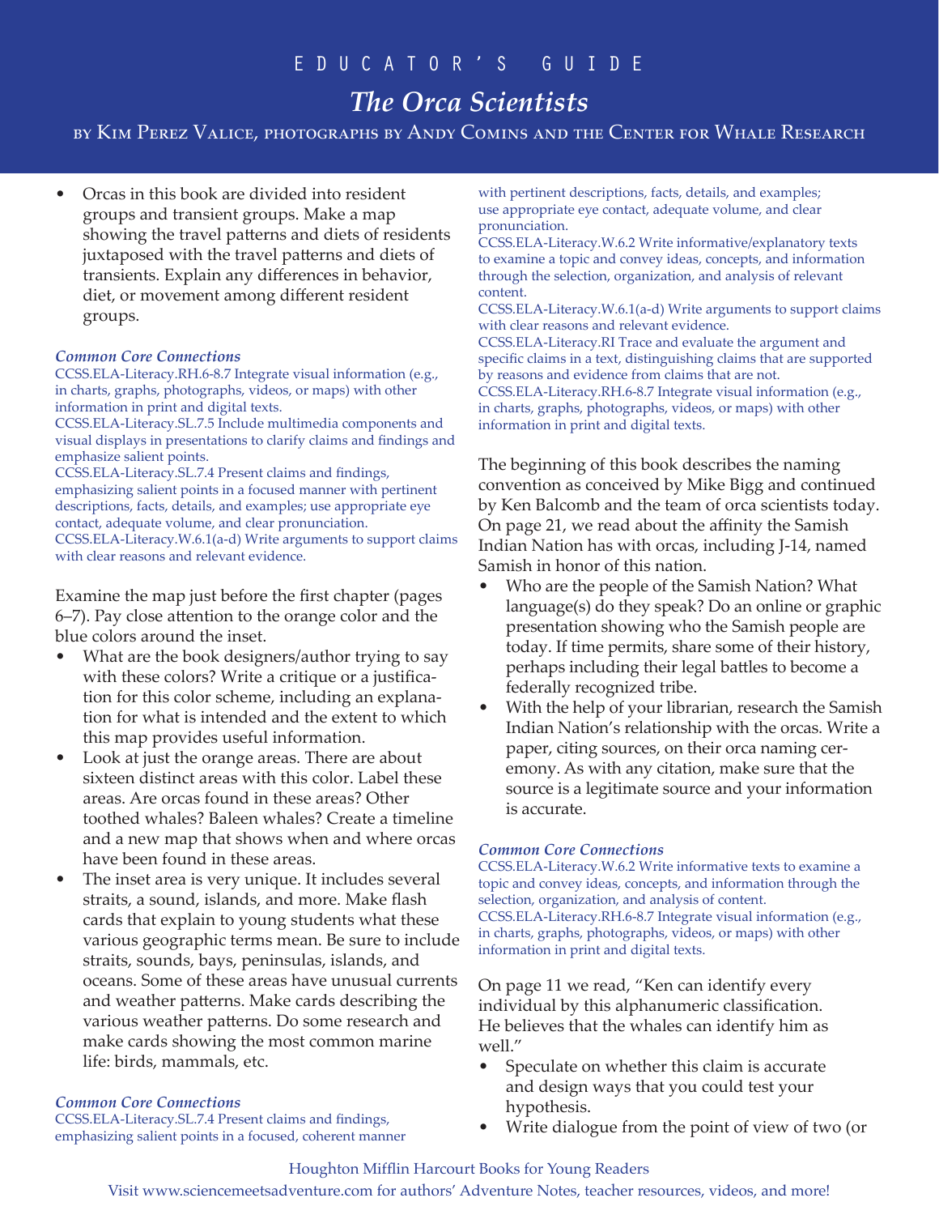- Orcas in this book are divided into resident groups and transient groups. Make a map showing the travel patterns and diets of residents juxtaposed with the travel patterns and diets of transients. Explain any differences in behavior, diet, or movement among different resident groups.

***Common Core Connections***
CCSS.ELA-Literacy.RH.6-8.7 Integrate visual information (e.g., in charts, graphs, photographs, videos, or maps) with other information in print and digital texts.
CCSS.ELA-Literacy.SL.7.5 Include multimedia components and visual displays in presentations to clarify claims and findings and emphasize salient points.
CCSS.ELA-Literacy.SL.7.4 Present claims and findings, emphasizing salient points in a focused manner with pertinent descriptions, facts, details, and examples; use appropriate eye contact, adequate volume, and clear pronunciation.
CCSS.ELA-Literacy.W.6.1(a-d) Write arguments to support claims with clear reasons and relevant evidence.

Examine the map just before the first chapter (pages 6–7). Pay close attention to the orange color and the blue colors around the inset.

- What are the book designers/author trying to say with these colors? Write a critique or a justification for this color scheme, including an explanation for what is intended and the extent to which this map provides useful information.
- Look at just the orange areas. There are about sixteen distinct areas with this color. Label these areas. Are orcas found in these areas? Other toothed whales? Baleen whales? Create a timeline and a new map that shows when and where orcas have been found in these areas.
- The inset area is very unique. It includes several straits, a sound, islands, and more. Make flash cards that explain to young students what these various geographic terms mean. Be sure to include straits, sounds, bays, peninsulas, islands, and oceans. Some of these areas have unusual currents and weather patterns. Make cards describing the various weather patterns. Do some research and make cards showing the most common marine life: birds, mammals, etc.

***Common Core Connections***
CCSS.ELA-Literacy.SL.7.4 Present claims and findings, emphasizing salient points in a focused, coherent manner with pertinent descriptions, facts, details, and examples; use appropriate eye contact, adequate volume, and clear pronunciation.
CCSS.ELA-Literacy.W.6.2 Write informative/explanatory texts to examine a topic and convey ideas, concepts, and information through the selection, organization, and analysis of relevant content.
CCSS.ELA-Literacy.W.6.1(a-d) Write arguments to support claims with clear reasons and relevant evidence.
CCSS.ELA-Literacy.RI Trace and evaluate the argument and specific claims in a text, distinguishing claims that are supported by reasons and evidence from claims that are not.
CCSS.ELA-Literacy.RH.6-8.7 Integrate visual information (e.g., in charts, graphs, photographs, videos, or maps) with other information in print and digital texts.

The beginning of this book describes the naming convention as conceived by Mike Bigg and continued by Ken Balcomb and the team of orca scientists today. On page 21, we read about the affinity the Samish Indian Nation has with orcas, including J-14, named Samish in honor of this nation.

- Who are the people of the Samish Nation? What language(s) do they speak? Do an online or graphic presentation showing who the Samish people are today. If time permits, share some of their history, perhaps including their legal battles to become a federally recognized tribe.
- With the help of your librarian, research the Samish Indian Nation's relationship with the orcas. Write a paper, citing sources, on their orca naming ceremony. As with any citation, make sure that the source is a legitimate source and your information is accurate.

***Common Core Connections***
CCSS.ELA-Literacy.W.6.2 Write informative texts to examine a topic and convey ideas, concepts, and information through the selection, organization, and analysis of content.
CCSS.ELA-Literacy.RH.6-8.7 Integrate visual information (e.g., in charts, graphs, photographs, videos, or maps) with other information in print and digital texts.

On page 11 we read, "Ken can identify every individual by this alphanumeric classification. He believes that the whales can identify him as well."

- Speculate on whether this claim is accurate and design ways that you could test your hypothesis.
- Write dialogue from the point of view of two (or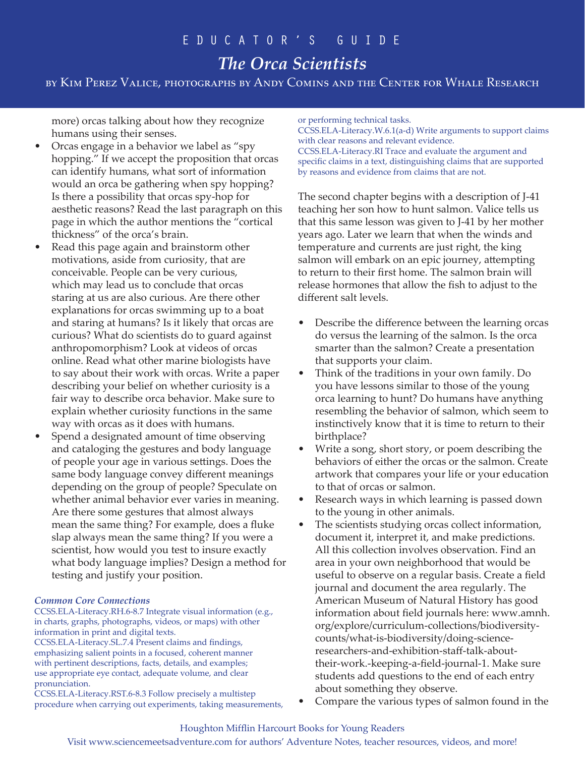more) orcas talking about how they recognize humans using their senses.

- Orcas engage in a behavior we label as "spy hopping." If we accept the proposition that orcas can identify humans, what sort of information would an orca be gathering when spy hopping? Is there a possibility that orcas spy-hop for aesthetic reasons? Read the last paragraph on this page in which the author mentions the "cortical thickness" of the orca's brain.
- Read this page again and brainstorm other motivations, aside from curiosity, that are conceivable. People can be very curious, which may lead us to conclude that orcas staring at us are also curious. Are there other explanations for orcas swimming up to a boat and staring at humans? Is it likely that orcas are curious? What do scientists do to guard against anthropomorphism? Look at videos of orcas online. Read what other marine biologists have to say about their work with orcas. Write a paper describing your belief on whether curiosity is a fair way to describe orca behavior. Make sure to explain whether curiosity functions in the same way with orcas as it does with humans.
- Spend a designated amount of time observing and cataloging the gestures and body language of people your age in various settings. Does the same body language convey different meanings depending on the group of people? Speculate on whether animal behavior ever varies in meaning. Are there some gestures that almost always mean the same thing? For example, does a fluke slap always mean the same thing? If you were a scientist, how would you test to insure exactly what body language implies? Design a method for testing and justify your position.

***Common Core Connections***

CCSS.ELA-Literacy.RH.6-8.7 Integrate visual information (e.g., in charts, graphs, photographs, videos, or maps) with other information in print and digital texts.
CCSS.ELA-Literacy.SL.7.4 Present claims and findings, emphasizing salient points in a focused, coherent manner with pertinent descriptions, facts, details, and examples; use appropriate eye contact, adequate volume, and clear pronunciation.
CCSS.ELA-Literacy.RST.6-8.3 Follow precisely a multistep procedure when carrying out experiments, taking measurements, or performing technical tasks.
CCSS.ELA-Literacy.W.6.1(a-d) Write arguments to support claims with clear reasons and relevant evidence.
CCSS.ELA-Literacy.RI Trace and evaluate the argument and specific claims in a text, distinguishing claims that are supported by reasons and evidence from claims that are not.

The second chapter begins with a description of J-41 teaching her son how to hunt salmon. Valice tells us that this same lesson was given to J-41 by her mother years ago. Later we learn that when the winds and temperature and currents are just right, the king salmon will embark on an epic journey, attempting to return to their first home. The salmon brain will release hormones that allow the fish to adjust to the different salt levels.

- Describe the difference between the learning orcas do versus the learning of the salmon. Is the orca smarter than the salmon? Create a presentation that supports your claim.
- Think of the traditions in your own family. Do you have lessons similar to those of the young orca learning to hunt? Do humans have anything resembling the behavior of salmon, which seem to instinctively know that it is time to return to their birthplace?
- Write a song, short story, or poem describing the behaviors of either the orcas or the salmon. Create artwork that compares your life or your education to that of orcas or salmon.
- Research ways in which learning is passed down to the young in other animals.
- The scientists studying orcas collect information, document it, interpret it, and make predictions. All this collection involves observation. Find an area in your own neighborhood that would be useful to observe on a regular basis. Create a field journal and document the area regularly. The American Museum of Natural History has good information about field journals here: www.amnh.org/explore/curriculum-collections/biodiversity-counts/what-is-biodiversity/doing-science-researchers-and-exhibition-staff-talk-about-their-work.-keeping-a-field-journal-1. Make sure students add questions to the end of each entry about something they observe.
- Compare the various types of salmon found in the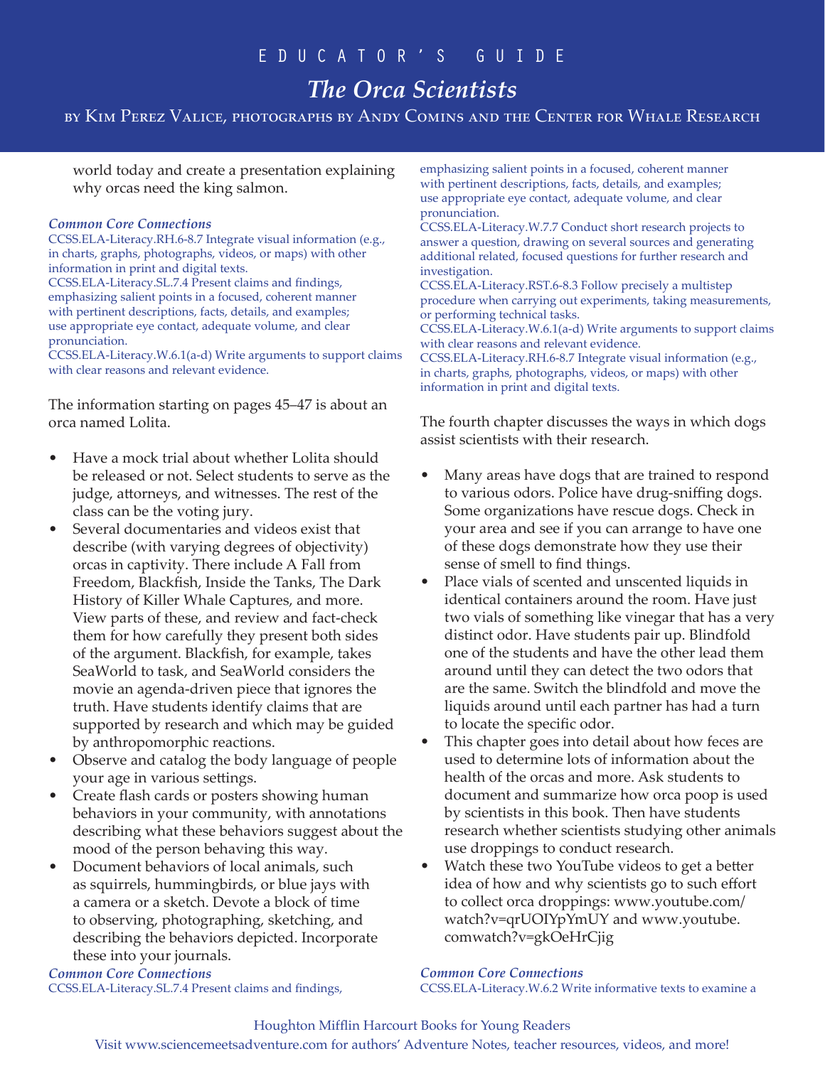world today and create a presentation explaining why orcas need the king salmon.

***Common Core Connections***
CCSS.ELA-Literacy.RH.6-8.7 Integrate visual information (e.g., in charts, graphs, photographs, videos, or maps) with other information in print and digital texts.
CCSS.ELA-Literacy.SL.7.4 Present claims and findings, emphasizing salient points in a focused, coherent manner with pertinent descriptions, facts, details, and examples; use appropriate eye contact, adequate volume, and clear pronunciation.
CCSS.ELA-Literacy.W.6.1(a-d) Write arguments to support claims with clear reasons and relevant evidence.

The information starting on pages 45–47 is about an orca named Lolita.

- Have a mock trial about whether Lolita should be released or not. Select students to serve as the judge, attorneys, and witnesses. The rest of the class can be the voting jury.
- Several documentaries and videos exist that describe (with varying degrees of objectivity) orcas in captivity. There include A Fall from Freedom, Blackfish, Inside the Tanks, The Dark History of Killer Whale Captures, and more. View parts of these, and review and fact-check them for how carefully they present both sides of the argument. Blackfish, for example, takes SeaWorld to task, and SeaWorld considers the movie an agenda-driven piece that ignores the truth. Have students identify claims that are supported by research and which may be guided by anthropomorphic reactions.
- Observe and catalog the body language of people your age in various settings.
- Create flash cards or posters showing human behaviors in your community, with annotations describing what these behaviors suggest about the mood of the person behaving this way.
- Document behaviors of local animals, such as squirrels, hummingbirds, or blue jays with a camera or a sketch. Devote a block of time to observing, photographing, sketching, and describing the behaviors depicted. Incorporate these into your journals.

***Common Core Connections***
CCSS.ELA-Literacy.SL.7.4 Present claims and findings, emphasizing salient points in a focused, coherent manner with pertinent descriptions, facts, details, and examples; use appropriate eye contact, adequate volume, and clear pronunciation.
CCSS.ELA-Literacy.W.7.7 Conduct short research projects to answer a question, drawing on several sources and generating additional related, focused questions for further research and investigation.
CCSS.ELA-Literacy.RST.6-8.3 Follow precisely a multistep procedure when carrying out experiments, taking measurements, or performing technical tasks.
CCSS.ELA-Literacy.W.6.1(a-d) Write arguments to support claims with clear reasons and relevant evidence.
CCSS.ELA-Literacy.RH.6-8.7 Integrate visual information (e.g., in charts, graphs, photographs, videos, or maps) with other information in print and digital texts.

The fourth chapter discusses the ways in which dogs assist scientists with their research.

- Many areas have dogs that are trained to respond to various odors. Police have drug-sniffing dogs. Some organizations have rescue dogs. Check in your area and see if you can arrange to have one of these dogs demonstrate how they use their sense of smell to find things.
- Place vials of scented and unscented liquids in identical containers around the room. Have just two vials of something like vinegar that has a very distinct odor. Have students pair up. Blindfold one of the students and have the other lead them around until they can detect the two odors that are the same. Switch the blindfold and move the liquids around until each partner has had a turn to locate the specific odor.
- This chapter goes into detail about how feces are used to determine lots of information about the health of the orcas and more. Ask students to document and summarize how orca poop is used by scientists in this book. Then have students research whether scientists studying other animals use droppings to conduct research.
- Watch these two YouTube videos to get a better idea of how and why scientists go to such effort to collect orca droppings: www.youtube.com/watch?v=qrUOIYpYmUY and www.youtube.comwatch?v=gkOeHrCjig

***Common Core Connections***
CCSS.ELA-Literacy.W.6.2 Write informative texts to examine a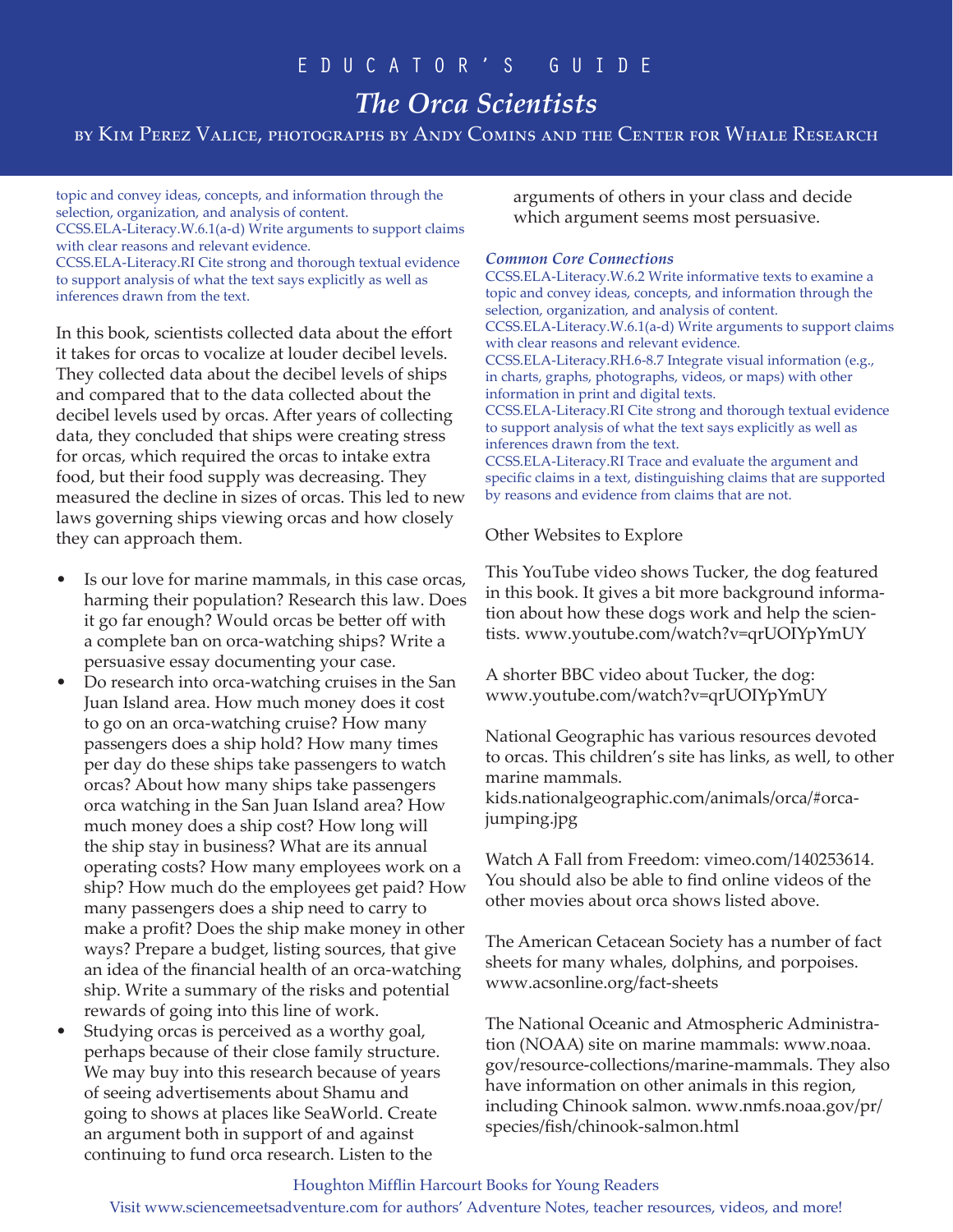topic and convey ideas, concepts, and information through the selection, organization, and analysis of content.
CCSS.ELA-Literacy.W.6.1(a-d) Write arguments to support claims with clear reasons and relevant evidence.
CCSS.ELA-Literacy.RI Cite strong and thorough textual evidence to support analysis of what the text says explicitly as well as inferences drawn from the text.

In this book, scientists collected data about the effort it takes for orcas to vocalize at louder decibel levels. They collected data about the decibel levels of ships and compared that to the data collected about the decibel levels used by orcas. After years of collecting data, they concluded that ships were creating stress for orcas, which required the orcas to intake extra food, but their food supply was decreasing. They measured the decline in sizes of orcas. This led to new laws governing ships viewing orcas and how closely they can approach them.

- Is our love for marine mammals, in this case orcas, harming their population? Research this law. Does it go far enough? Would orcas be better off with a complete ban on orca-watching ships? Write a persuasive essay documenting your case.
- Do research into orca-watching cruises in the San Juan Island area. How much money does it cost to go on an orca-watching cruise? How many passengers does a ship hold? How many times per day do these ships take passengers to watch orcas? About how many ships take passengers orca watching in the San Juan Island area? How much money does a ship cost? How long will the ship stay in business? What are its annual operating costs? How many employees work on a ship? How much do the employees get paid? How many passengers does a ship need to carry to make a profit? Does the ship make money in other ways? Prepare a budget, listing sources, that give an idea of the financial health of an orca-watching ship. Write a summary of the risks and potential rewards of going into this line of work.
- Studying orcas is perceived as a worthy goal, perhaps because of their close family structure. We may buy into this research because of years of seeing advertisements about Shamu and going to shows at places like SeaWorld. Create an argument both in support of and against continuing to fund orca research. Listen to the arguments of others in your class and decide which argument seems most persuasive.

***Common Core Connections***

CCSS.ELA-Literacy.W.6.2 Write informative texts to examine a topic and convey ideas, concepts, and information through the selection, organization, and analysis of content.
CCSS.ELA-Literacy.W.6.1(a-d) Write arguments to support claims with clear reasons and relevant evidence.
CCSS.ELA-Literacy.RH.6-8.7 Integrate visual information (e.g., in charts, graphs, photographs, videos, or maps) with other information in print and digital texts.
CCSS.ELA-Literacy.RI Cite strong and thorough textual evidence to support analysis of what the text says explicitly as well as inferences drawn from the text.
CCSS.ELA-Literacy.RI Trace and evaluate the argument and specific claims in a text, distinguishing claims that are supported by reasons and evidence from claims that are not.

Other Websites to Explore

This YouTube video shows Tucker, the dog featured in this book. It gives a bit more background information about how these dogs work and help the scientists. www.youtube.com/watch?v=qrUOIYpYmUY

A shorter BBC video about Tucker, the dog: www.youtube.com/watch?v=qrUOIYpYmUY

National Geographic has various resources devoted to orcas. This children's site has links, as well, to other marine mammals.
kids.nationalgeographic.com/animals/orca/#orca-jumping.jpg

Watch A Fall from Freedom: vimeo.com/140253614. You should also be able to find online videos of the other movies about orca shows listed above.

The American Cetacean Society has a number of fact sheets for many whales, dolphins, and porpoises. www.acsonline.org/fact-sheets

The National Oceanic and Atmospheric Administration (NOAA) site on marine mammals: www.noaa.gov/resource-collections/marine-mammals. They also have information on other animals in this region, including Chinook salmon. www.nmfs.noaa.gov/pr/species/fish/chinook-salmon.html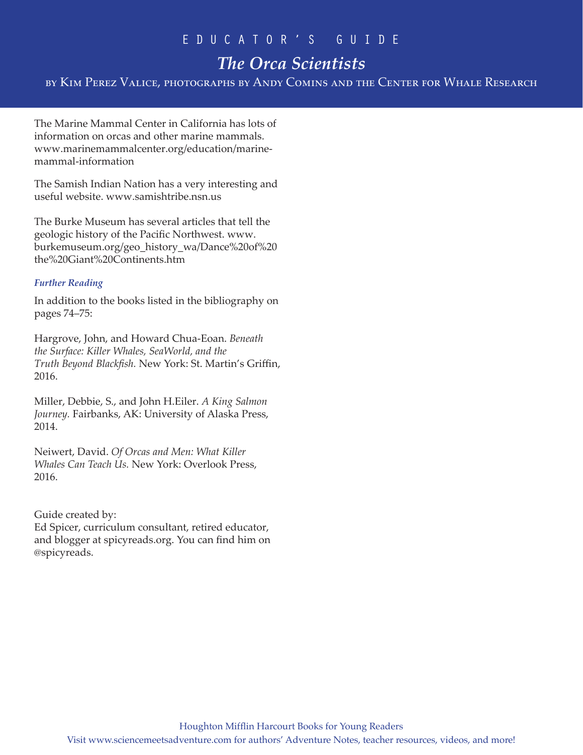The Marine Mammal Center in California has lots of information on orcas and other marine mammals. www.marinemammalcenter.org/education/marine-mammal-information

The Samish Indian Nation has a very interesting and useful website. www.samishtribe.nsn.us

The Burke Museum has several articles that tell the geologic history of the Pacific Northwest. www.burkemuseum.org/geo_history_wa/Dance%20of%20the%20Giant%20Continents.htm

### *Further Reading*

In addition to the books listed in the bibliography on pages 74–75:

Hargrove, John, and Howard Chua-Eoan. *Beneath the Surface: Killer Whales, SeaWorld, and the Truth Beyond Blackfish.* New York: St. Martin's Griffin, 2016.

Miller, Debbie, S., and John H.Eiler. *A King Salmon Journey.* Fairbanks, AK: University of Alaska Press, 2014.

Neiwert, David. *Of Orcas and Men: What Killer Whales Can Teach Us.* New York: Overlook Press, 2016.

Guide created by:
Ed Spicer, curriculum consultant, retired educator, and blogger at spicyreads.org. You can find him on @spicyreads.